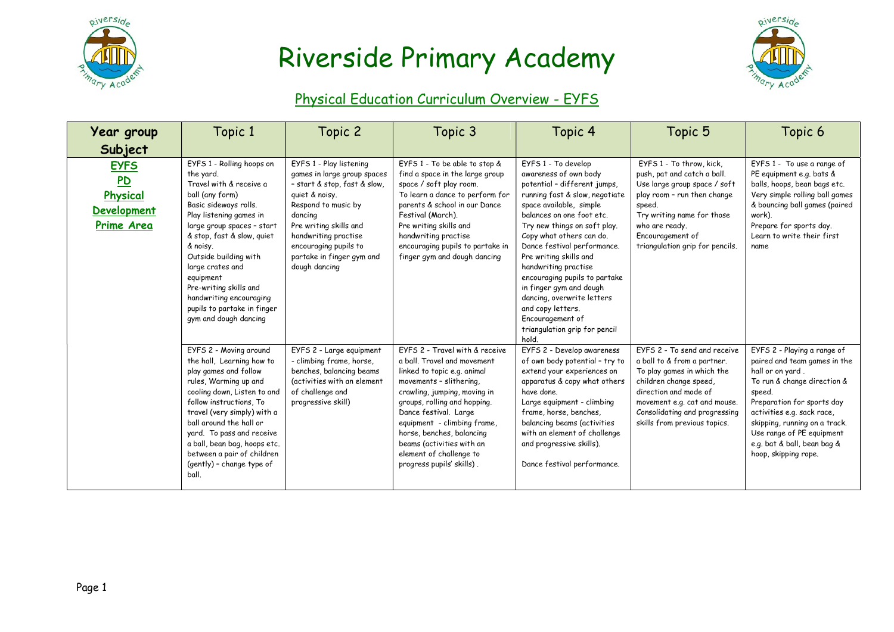# Riverside Primary Academy

## Physical Education Curriculum Overview - EYFS

| Year group Subject | Topic 1 | Topic 2 | Topic 3 | Topic 4 | Topic 5 | Topic 6 |
|---|---|---|---|---|---|---|
| **EYFS PD Physical Development Prime Area** | EYFS 1 - Rolling hoops on the yard. Travel with & receive a ball (any form) Basic sideways rolls. Play listening games in large group spaces – start & stop, fast & slow, quiet & noisy. Outside building with large crates and equipment Pre-writing skills and handwriting encouraging pupils to partake in finger gym and dough dancing | EYFS 1 - Play listening games in large group spaces – start & stop, fast & slow, quiet & noisy. Respond to music by dancing Pre writing skills and handwriting practise encouraging pupils to partake in finger gym and dough dancing | EYFS 1 - To be able to stop & find a space in the large group space / soft play room. To learn a dance to perform for parents & school in our Dance Festival (March). Pre writing skills and handwriting practise encouraging pupils to partake in finger gym and dough dancing | EYFS 1 - To develop awareness of own body potential – different jumps, running fast & slow, negotiate space available, simple balances on one foot etc. Try new things on soft play. Copy what others can do. Dance festival performance. Pre writing skills and handwriting practise encouraging pupils to partake in finger gym and dough dancing, overwrite letters and copy letters. Encouragement of triangulation grip for pencil hold. | EYFS 1 - To throw, kick, push, pat and catch a ball. Use large group space / soft play room – run then change speed. Try writing name for those who are ready. Encouragement of triangulation grip for pencils. | EYFS 1 - To use a range of PE equipment e.g. bats & balls, hoops, bean bags etc. Very simple rolling ball games & bouncing ball games (paired work). Prepare for sports day. Learn to write their first name |
| | EYFS 2 - Moving around the hall, Learning how to play games and follow rules, Warming up and cooling down, Listen to and follow instructions, To travel (very simply) with a ball around the hall or yard. To pass and receive a ball, bean bag, hoops etc. between a pair of children (gently) – change type of ball. | EYFS 2 - Large equipment - climbing frame, horse, benches, balancing beams (activities with an element of challenge and progressive skill) | EYFS 2 - Travel with & receive a ball. Travel and movement linked to topic e.g. animal movements – slithering, crawling, jumping, moving in groups, rolling and hopping. Dance festival. Large equipment - climbing frame, horse, benches, balancing beams (activities with an element of challenge to progress pupils' skills) . | EYFS 2 - Develop awareness of own body potential – try to extend your experiences on apparatus & copy what others have done. Large equipment - climbing frame, horse, benches, balancing beams (activities with an element of challenge and progressive skills). Dance festival performance. | EYFS 2 - To send and receive a ball to & from a partner. To play games in which the children change speed, direction and mode of movement e.g. cat and mouse. Consolidating and progressing skills from previous topics. | EYFS 2 - Playing a range of paired and team games in the hall or on yard . To run & change direction & speed. Preparation for sports day activities e.g. sack race, skipping, running on a track. Use range of PE equipment e.g. bat & ball, bean bag & hoop, skipping rope. |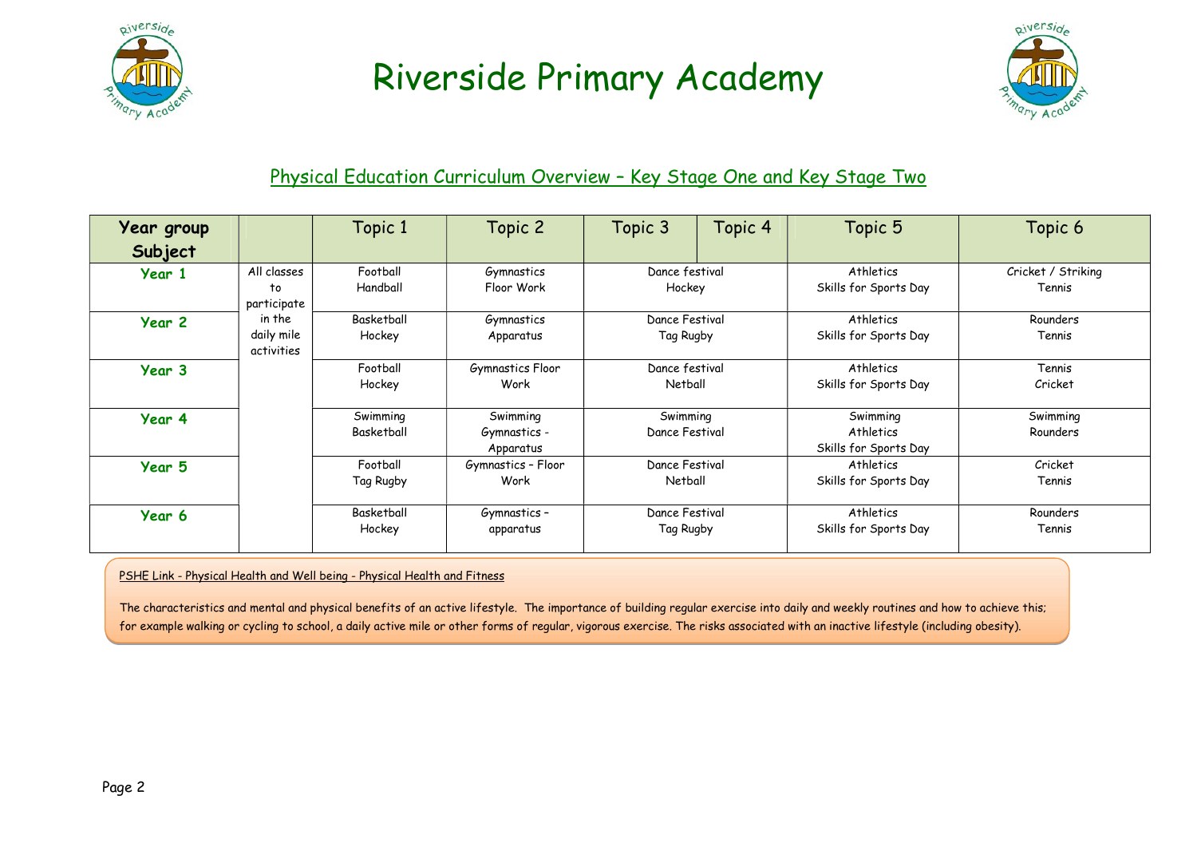# Riverside Primary Academy

## Physical Education Curriculum Overview – Key Stage One and Key Stage Two

| Year group Subject | | Topic 1 | Topic 2 | Topic 3 | Topic 4 | Topic 5 | Topic 6 |
|---|---|---|---|---|---|---|---|
| **Year 1** | All classes to participate in the daily mile activities | Football Handball | Gymnastics Floor Work | Dance festival Hockey | | Athletics Skills for Sports Day | Cricket / Striking Tennis |
| **Year 2** | | Basketball Hockey | Gymnastics Apparatus | Dance Festival Tag Rugby | | Athletics Skills for Sports Day | Rounders Tennis |
| **Year 3** | | Football Hockey | Gymnastics Floor Work | Dance festival Netball | | Athletics Skills for Sports Day | Tennis Cricket |
| **Year 4** | | Swimming Basketball | Swimming Gymnastics - Apparatus | Swimming Dance Festival | | Swimming Athletics Skills for Sports Day | Swimming Rounders |
| **Year 5** | | Football Tag Rugby | Gymnastics – Floor Work | Dance Festival Netball | | Athletics Skills for Sports Day | Cricket Tennis |
| **Year 6** | | Basketball Hockey | Gymnastics – apparatus | Dance Festival Tag Rugby | | Athletics Skills for Sports Day | Rounders Tennis |

PSHE Link - Physical Health and Well being - Physical Health and Fitness

The characteristics and mental and physical benefits of an active lifestyle. The importance of building regular exercise into daily and weekly routines and how to achieve this; for example walking or cycling to school, a daily active mile or other forms of regular, vigorous exercise. The risks associated with an inactive lifestyle (including obesity).